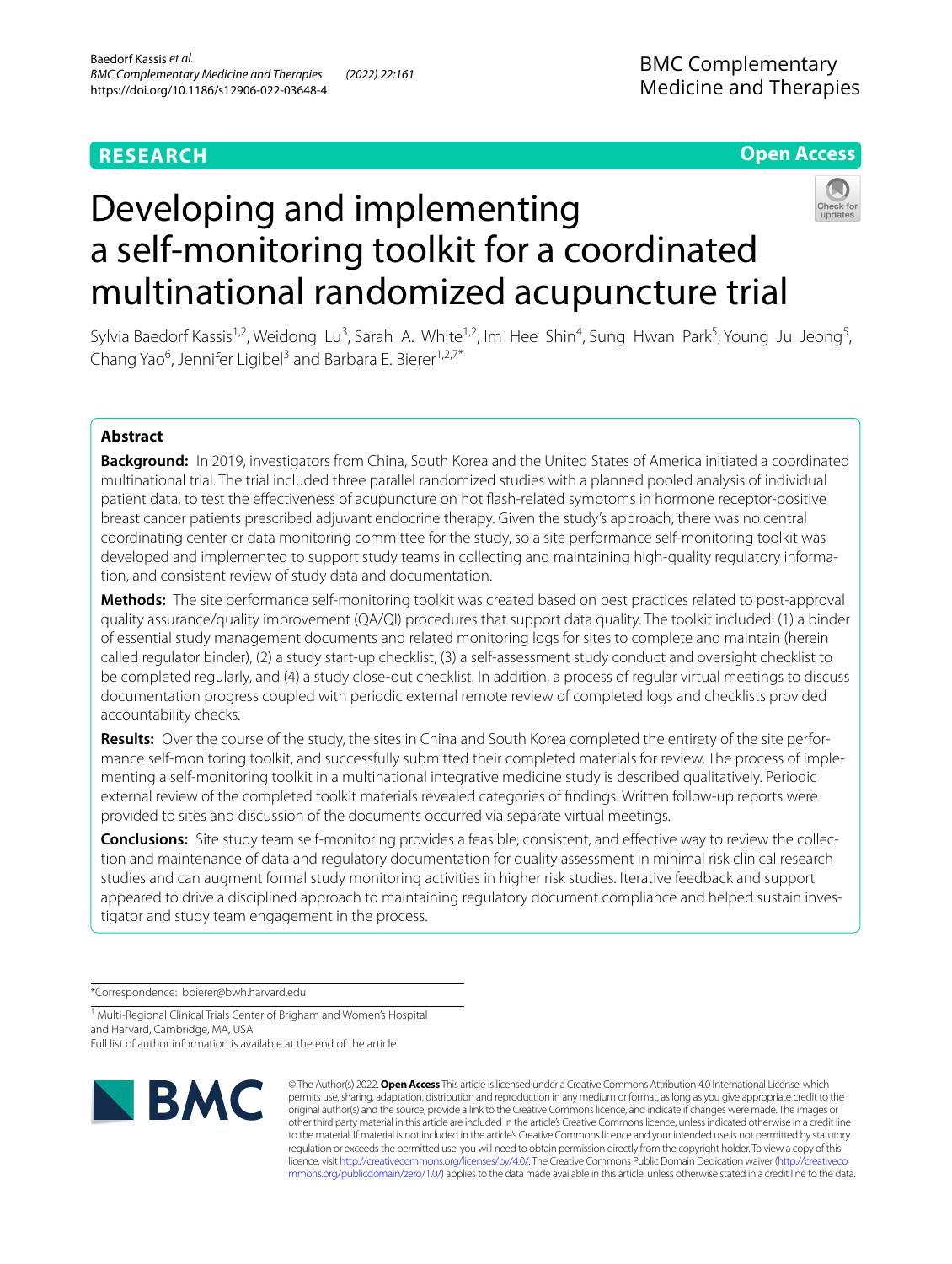RESEARCH

Open Access

# Developing and implementing a self-monitoring toolkit for a coordinated multinational randomized acupuncture trial

Sylvia Baedorf Kassis[1,2], Weidong Lu[3], Sarah A. White[1,2], Im Hee Shin[4], Sung Hwan Park[5], Young Ju Jeong[5], Chang Yao[6], Jennifer Ligibel[3] and Barbara E. Bierer[1,2,7*]

## Abstract

**Background:** In 2019, investigators from China, South Korea and the United States of America initiated a coordinated multinational trial. The trial included three parallel randomized studies with a planned pooled analysis of individual patient data, to test the effectiveness of acupuncture on hot flash-related symptoms in hormone receptor-positive breast cancer patients prescribed adjuvant endocrine therapy. Given the study's approach, there was no central coordinating center or data monitoring committee for the study, so a site performance self-monitoring toolkit was developed and implemented to support study teams in collecting and maintaining high-quality regulatory information, and consistent review of study data and documentation.

**Methods:** The site performance self-monitoring toolkit was created based on best practices related to post-approval quality assurance/quality improvement (QA/QI) procedures that support data quality. The toolkit included: (1) a binder of essential study management documents and related monitoring logs for sites to complete and maintain (herein called regulator binder), (2) a study start-up checklist, (3) a self-assessment study conduct and oversight checklist to be completed regularly, and (4) a study close-out checklist. In addition, a process of regular virtual meetings to discuss documentation progress coupled with periodic external remote review of completed logs and checklists provided accountability checks.

**Results:** Over the course of the study, the sites in China and South Korea completed the entirety of the site performance self-monitoring toolkit, and successfully submitted their completed materials for review. The process of implementing a self-monitoring toolkit in a multinational integrative medicine study is described qualitatively. Periodic external review of the completed toolkit materials revealed categories of findings. Written follow-up reports were provided to sites and discussion of the documents occurred via separate virtual meetings.

**Conclusions:** Site study team self-monitoring provides a feasible, consistent, and effective way to review the collection and maintenance of data and regulatory documentation for quality assessment in minimal risk clinical research studies and can augment formal study monitoring activities in higher risk studies. Iterative feedback and support appeared to drive a disciplined approach to maintaining regulatory document compliance and helped sustain investigator and study team engagement in the process.

*Correspondence: bbierer@bwh.harvard.edu

[1] Multi-Regional Clinical Trials Center of Brigham and Women's Hospital and Harvard, Cambridge, MA, USA

Full list of author information is available at the end of the article

© The Author(s) 2022. **Open Access** This article is licensed under a Creative Commons Attribution 4.0 International License, which permits use, sharing, adaptation, distribution and reproduction in any medium or format, as long as you give appropriate credit to the original author(s) and the source, provide a link to the Creative Commons licence, and indicate if changes were made. The images or other third party material in this article are included in the article's Creative Commons licence, unless indicated otherwise in a credit line to the material. If material is not included in the article's Creative Commons licence and your intended use is not permitted by statutory regulation or exceeds the permitted use, you will need to obtain permission directly from the copyright holder. To view a copy of this licence, visit http://creativecommons.org/licenses/by/4.0/. The Creative Commons Public Domain Dedication waiver (http://creativecommons.org/publicdomain/zero/1.0/) applies to the data made available in this article, unless otherwise stated in a credit line to the data.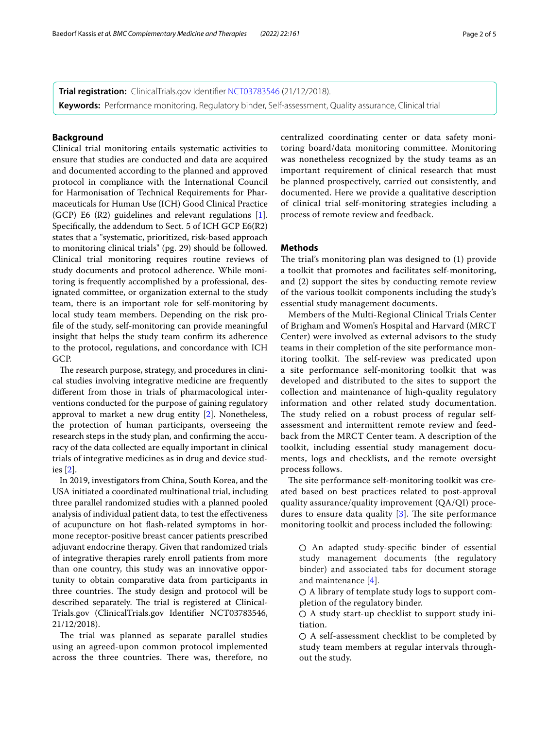**Trial registration:** ClinicalTrials.gov Identifier NCT03783546 (21/12/2018).

**Keywords:** Performance monitoring, Regulatory binder, Self-assessment, Quality assurance, Clinical trial

## Background

Clinical trial monitoring entails systematic activities to ensure that studies are conducted and data are acquired and documented according to the planned and approved protocol in compliance with the International Council for Harmonisation of Technical Requirements for Pharmaceuticals for Human Use (ICH) Good Clinical Practice (GCP) E6 (R2) guidelines and relevant regulations [1]. Specifically, the addendum to Sect. 5 of ICH GCP E6(R2) states that a "systematic, prioritized, risk-based approach to monitoring clinical trials" (pg. 29) should be followed. Clinical trial monitoring requires routine reviews of study documents and protocol adherence. While monitoring is frequently accomplished by a professional, designated committee, or organization external to the study team, there is an important role for self-monitoring by local study team members. Depending on the risk profile of the study, self-monitoring can provide meaningful insight that helps the study team confirm its adherence to the protocol, regulations, and concordance with ICH GCP.

The research purpose, strategy, and procedures in clinical studies involving integrative medicine are frequently different from those in trials of pharmacological interventions conducted for the purpose of gaining regulatory approval to market a new drug entity [2]. Nonetheless, the protection of human participants, overseeing the research steps in the study plan, and confirming the accuracy of the data collected are equally important in clinical trials of integrative medicines as in drug and device studies [2].

In 2019, investigators from China, South Korea, and the USA initiated a coordinated multinational trial, including three parallel randomized studies with a planned pooled analysis of individual patient data, to test the effectiveness of acupuncture on hot flash-related symptoms in hormone receptor-positive breast cancer patients prescribed adjuvant endocrine therapy. Given that randomized trials of integrative therapies rarely enroll patients from more than one country, this study was an innovative opportunity to obtain comparative data from participants in three countries. The study design and protocol will be described separately. The trial is registered at ClinicalTrials.gov (ClinicalTrials.gov Identifier NCT03783546, 21/12/2018).

The trial was planned as separate parallel studies using an agreed-upon common protocol implemented across the three countries. There was, therefore, no centralized coordinating center or data safety monitoring board/data monitoring committee. Monitoring was nonetheless recognized by the study teams as an important requirement of clinical research that must be planned prospectively, carried out consistently, and documented. Here we provide a qualitative description of clinical trial self-monitoring strategies including a process of remote review and feedback.

## Methods

The trial's monitoring plan was designed to (1) provide a toolkit that promotes and facilitates self-monitoring, and (2) support the sites by conducting remote review of the various toolkit components including the study's essential study management documents.

Members of the Multi-Regional Clinical Trials Center of Brigham and Women's Hospital and Harvard (MRCT Center) were involved as external advisors to the study teams in their completion of the site performance monitoring toolkit. The self-review was predicated upon a site performance self-monitoring toolkit that was developed and distributed to the sites to support the collection and maintenance of high-quality regulatory information and other related study documentation. The study relied on a robust process of regular self-assessment and intermittent remote review and feedback from the MRCT Center team. A description of the toolkit, including essential study management documents, logs and checklists, and the remote oversight process follows.

The site performance self-monitoring toolkit was created based on best practices related to post-approval quality assurance/quality improvement (QA/QI) procedures to ensure data quality [3]. The site performance monitoring toolkit and process included the following:

- An adapted study-specific binder of essential study management documents (the regulatory binder) and associated tabs for document storage and maintenance [4].
- A library of template study logs to support completion of the regulatory binder.
- A study start-up checklist to support study initiation.
- A self-assessment checklist to be completed by study team members at regular intervals throughout the study.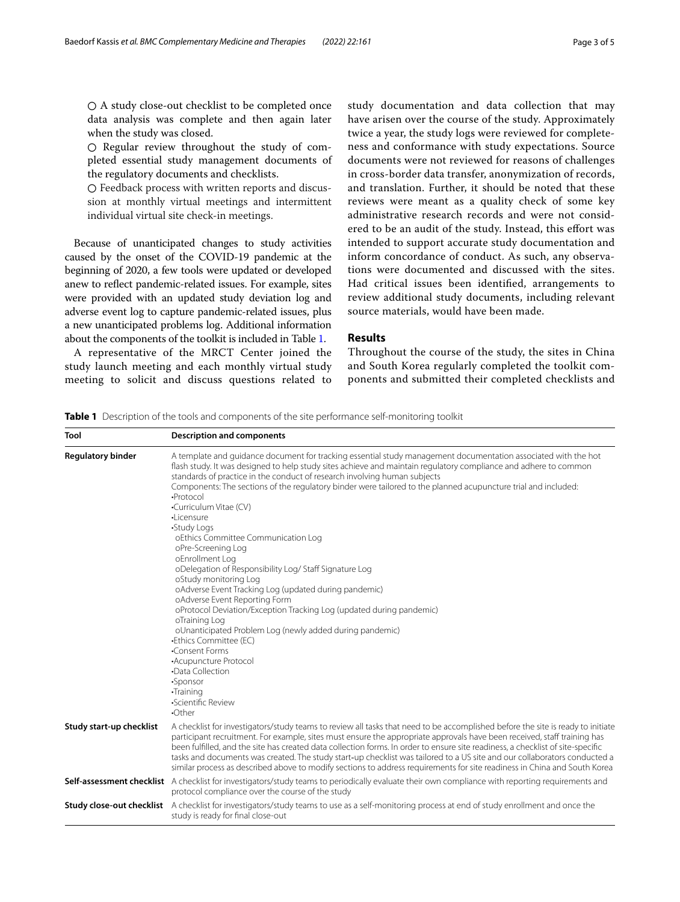○ A study close-out checklist to be completed once data analysis was complete and then again later when the study was closed.

○ Regular review throughout the study of completed essential study management documents of the regulatory documents and checklists.

○ Feedback process with written reports and discussion at monthly virtual meetings and intermittent individual virtual site check-in meetings.

Because of unanticipated changes to study activities caused by the onset of the COVID-19 pandemic at the beginning of 2020, a few tools were updated or developed anew to reflect pandemic-related issues. For example, sites were provided with an updated study deviation log and adverse event log to capture pandemic-related issues, plus a new unanticipated problems log. Additional information about the components of the toolkit is included in Table 1.

A representative of the MRCT Center joined the study launch meeting and each monthly virtual study meeting to solicit and discuss questions related to study documentation and data collection that may have arisen over the course of the study. Approximately twice a year, the study logs were reviewed for completeness and conformance with study expectations. Source documents were not reviewed for reasons of challenges in cross-border data transfer, anonymization of records, and translation. Further, it should be noted that these reviews were meant as a quality check of some key administrative research records and were not considered to be an audit of the study. Instead, this effort was intended to support accurate study documentation and inform concordance of conduct. As such, any observations were documented and discussed with the sites. Had critical issues been identified, arrangements to review additional study documents, including relevant source materials, would have been made.

## Results

Throughout the course of the study, the sites in China and South Korea regularly completed the toolkit components and submitted their completed checklists and

**Table 1** Description of the tools and components of the site performance self-monitoring toolkit

| Tool | Description and components |
|---|---|
| **Regulatory binder** | A template and guidance document for tracking essential study management documentation associated with the hot flash study. It was designed to help study sites achieve and maintain regulatory compliance and adhere to common standards of practice in the conduct of research involving human subjects<br>Components: The sections of the regulatory binder were tailored to the planned acupuncture trial and included:<br>•Protocol<br>•Curriculum Vitae (CV)<br>•Licensure<br>•Study Logs<br>oEthics Committee Communication Log<br>oPre-Screening Log<br>oEnrollment Log<br>oDelegation of Responsibility Log/ Staff Signature Log<br>oStudy monitoring Log<br>oAdverse Event Tracking Log (updated during pandemic)<br>oAdverse Event Reporting Form<br>oProtocol Deviation/Exception Tracking Log (updated during pandemic)<br>oTraining Log<br>oUnanticipated Problem Log (newly added during pandemic)<br>•Ethics Committee (EC)<br>•Consent Forms<br>•Acupuncture Protocol<br>•Data Collection<br>•Sponsor<br>•Training<br>•Scientific Review<br>•Other |
| **Study start-up checklist** | A checklist for investigators/study teams to review all tasks that need to be accomplished before the site is ready to initiate participant recruitment. For example, sites must ensure the appropriate approvals have been received, staff training has been fulfilled, and the site has created data collection forms. In order to ensure site readiness, a checklist of site-specific tasks and documents was created. The study start-up checklist was tailored to a US site and our collaborators conducted a similar process as described above to modify sections to address requirements for site readiness in China and South Korea |
| **Self-assessment checklist** | A checklist for investigators/study teams to periodically evaluate their own compliance with reporting requirements and protocol compliance over the course of the study |
| **Study close-out checklist** | A checklist for investigators/study teams to use as a self-monitoring process at end of study enrollment and once the study is ready for final close-out |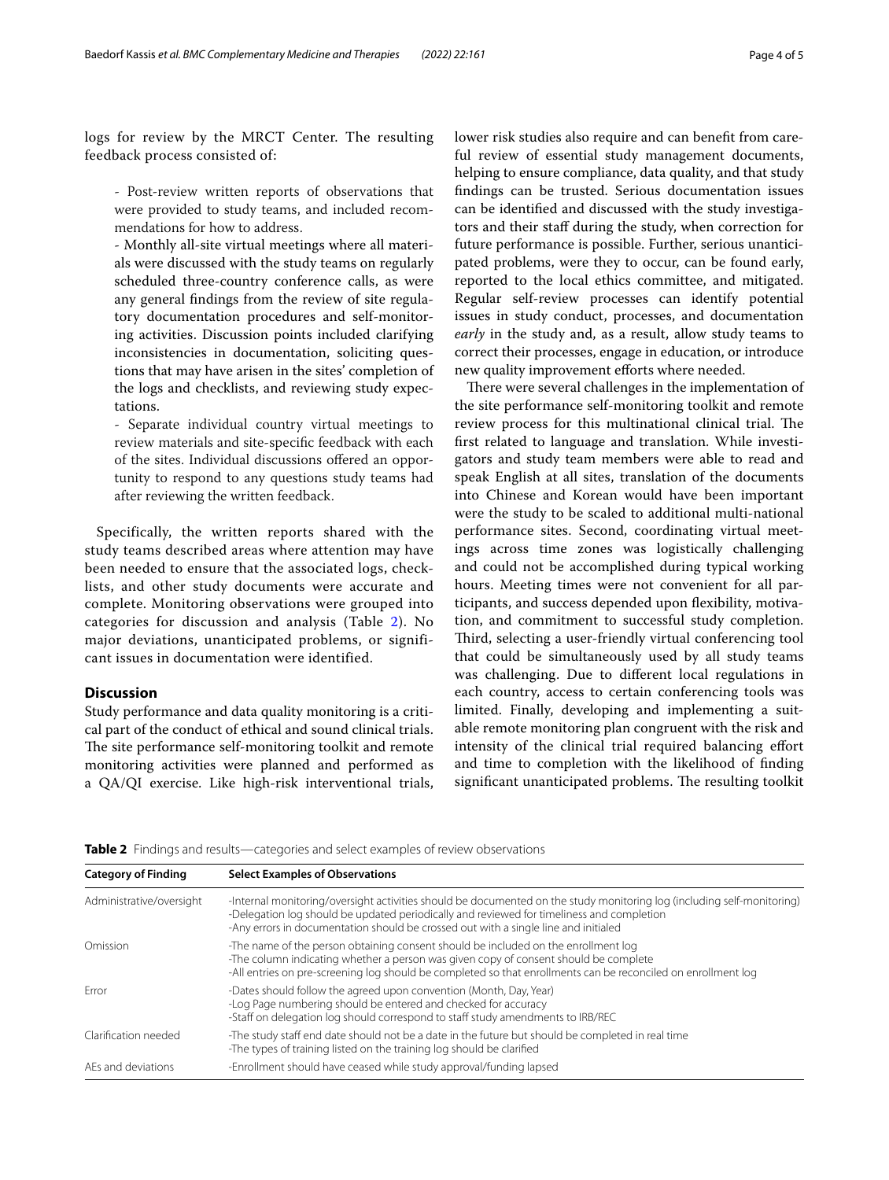logs for review by the MRCT Center. The resulting feedback process consisted of:

- Post-review written reports of observations that were provided to study teams, and included recommendations for how to address.
- Monthly all-site virtual meetings where all materials were discussed with the study teams on regularly scheduled three-country conference calls, as were any general findings from the review of site regulatory documentation procedures and self-monitoring activities. Discussion points included clarifying inconsistencies in documentation, soliciting questions that may have arisen in the sites' completion of the logs and checklists, and reviewing study expectations.
- Separate individual country virtual meetings to review materials and site-specific feedback with each of the sites. Individual discussions offered an opportunity to respond to any questions study teams had after reviewing the written feedback.

Specifically, the written reports shared with the study teams described areas where attention may have been needed to ensure that the associated logs, checklists, and other study documents were accurate and complete. Monitoring observations were grouped into categories for discussion and analysis (Table 2). No major deviations, unanticipated problems, or significant issues in documentation were identified.

## Discussion

Study performance and data quality monitoring is a critical part of the conduct of ethical and sound clinical trials. The site performance self-monitoring toolkit and remote monitoring activities were planned and performed as a QA/QI exercise. Like high-risk interventional trials, lower risk studies also require and can benefit from careful review of essential study management documents, helping to ensure compliance, data quality, and that study findings can be trusted. Serious documentation issues can be identified and discussed with the study investigators and their staff during the study, when correction for future performance is possible. Further, serious unanticipated problems, were they to occur, can be found early, reported to the local ethics committee, and mitigated. Regular self-review processes can identify potential issues in study conduct, processes, and documentation *early* in the study and, as a result, allow study teams to correct their processes, engage in education, or introduce new quality improvement efforts where needed.

There were several challenges in the implementation of the site performance self-monitoring toolkit and remote review process for this multinational clinical trial. The first related to language and translation. While investigators and study team members were able to read and speak English at all sites, translation of the documents into Chinese and Korean would have been important were the study to be scaled to additional multi-national performance sites. Second, coordinating virtual meetings across time zones was logistically challenging and could not be accomplished during typical working hours. Meeting times were not convenient for all participants, and success depended upon flexibility, motivation, and commitment to successful study completion. Third, selecting a user-friendly virtual conferencing tool that could be simultaneously used by all study teams was challenging. Due to different local regulations in each country, access to certain conferencing tools was limited. Finally, developing and implementing a suitable remote monitoring plan congruent with the risk and intensity of the clinical trial required balancing effort and time to completion with the likelihood of finding significant unanticipated problems. The resulting toolkit

**Table 2** Findings and results—categories and select examples of review observations

| Category of Finding | Select Examples of Observations |
|---|---|
| Administrative/oversight | -Internal monitoring/oversight activities should be documented on the study monitoring log (including self-monitoring)<br>-Delegation log should be updated periodically and reviewed for timeliness and completion<br>-Any errors in documentation should be crossed out with a single line and initialed |
| Omission | -The name of the person obtaining consent should be included on the enrollment log<br>-The column indicating whether a person was given copy of consent should be complete<br>-All entries on pre-screening log should be completed so that enrollments can be reconciled on enrollment log |
| Error | -Dates should follow the agreed upon convention (Month, Day, Year)<br>-Log Page numbering should be entered and checked for accuracy<br>-Staff on delegation log should correspond to staff study amendments to IRB/REC |
| Clarification needed | -The study staff end date should not be a date in the future but should be completed in real time<br>-The types of training listed on the training log should be clarified |
| AEs and deviations | -Enrollment should have ceased while study approval/funding lapsed |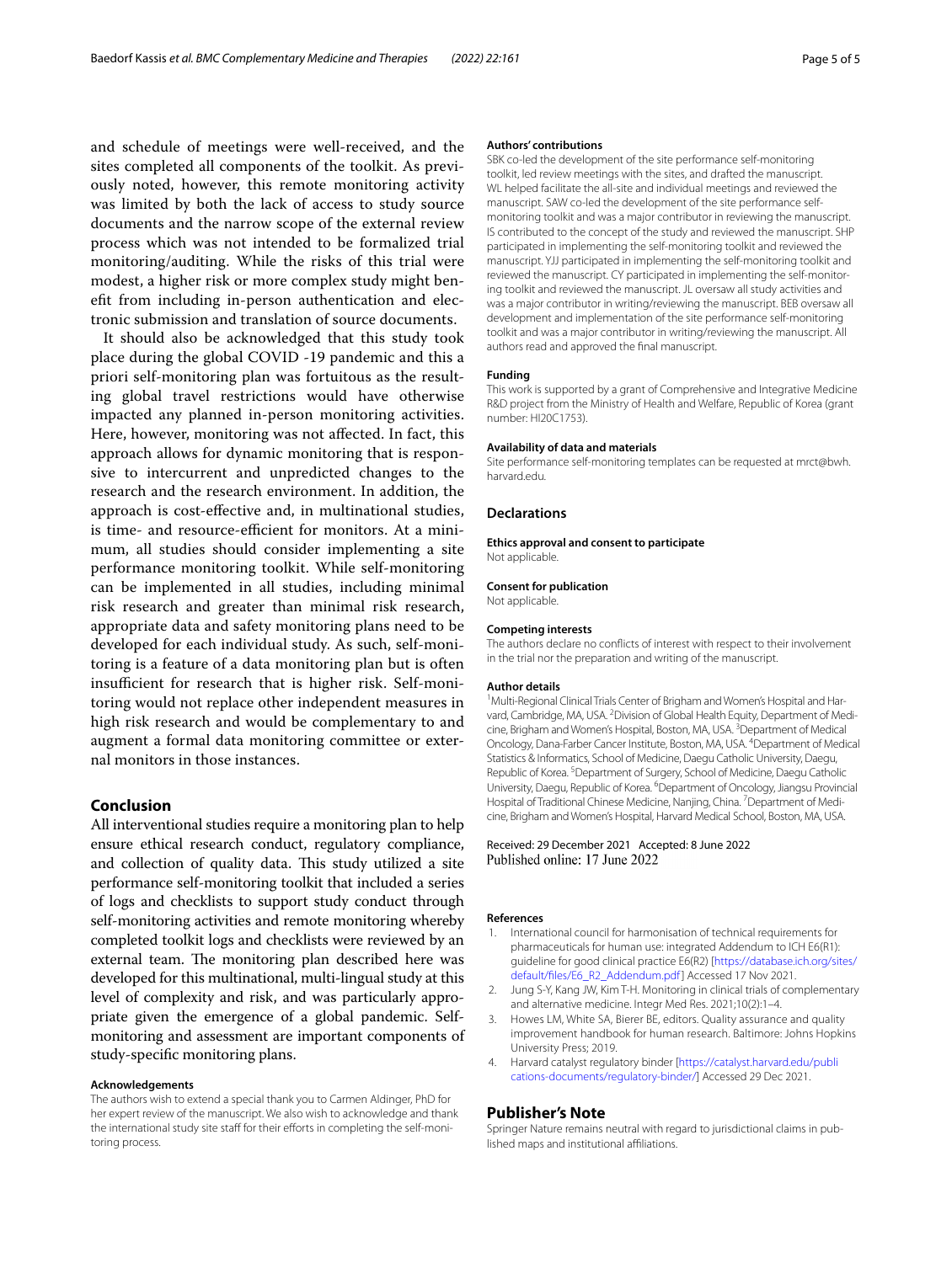and schedule of meetings were well-received, and the sites completed all components of the toolkit. As previously noted, however, this remote monitoring activity was limited by both the lack of access to study source documents and the narrow scope of the external review process which was not intended to be formalized trial monitoring/auditing. While the risks of this trial were modest, a higher risk or more complex study might benefit from including in-person authentication and electronic submission and translation of source documents.

It should also be acknowledged that this study took place during the global COVID -19 pandemic and this a priori self-monitoring plan was fortuitous as the resulting global travel restrictions would have otherwise impacted any planned in-person monitoring activities. Here, however, monitoring was not affected. In fact, this approach allows for dynamic monitoring that is responsive to intercurrent and unpredicted changes to the research and the research environment. In addition, the approach is cost-effective and, in multinational studies, is time- and resource-efficient for monitors. At a minimum, all studies should consider implementing a site performance monitoring toolkit. While self-monitoring can be implemented in all studies, including minimal risk research and greater than minimal risk research, appropriate data and safety monitoring plans need to be developed for each individual study. As such, self-monitoring is a feature of a data monitoring plan but is often insufficient for research that is higher risk. Self-monitoring would not replace other independent measures in high risk research and would be complementary to and augment a formal data monitoring committee or external monitors in those instances.

## Conclusion

All interventional studies require a monitoring plan to help ensure ethical research conduct, regulatory compliance, and collection of quality data. This study utilized a site performance self-monitoring toolkit that included a series of logs and checklists to support study conduct through self-monitoring activities and remote monitoring whereby completed toolkit logs and checklists were reviewed by an external team. The monitoring plan described here was developed for this multinational, multi-lingual study at this level of complexity and risk, and was particularly appropriate given the emergence of a global pandemic. Self-monitoring and assessment are important components of study-specific monitoring plans.

#### Acknowledgements

The authors wish to extend a special thank you to Carmen Aldinger, PhD for her expert review of the manuscript. We also wish to acknowledge and thank the international study site staff for their efforts in completing the self-monitoring process.

#### Authors' contributions

SBK co-led the development of the site performance self-monitoring toolkit, led review meetings with the sites, and drafted the manuscript. WL helped facilitate the all-site and individual meetings and reviewed the manuscript. SAW co-led the development of the site performance self-monitoring toolkit and was a major contributor in reviewing the manuscript. IS contributed to the concept of the study and reviewed the manuscript. SHP participated in implementing the self-monitoring toolkit and reviewed the manuscript. YJJ participated in implementing the self-monitoring toolkit and reviewed the manuscript. CY participated in implementing the self-monitoring toolkit and reviewed the manuscript. JL oversaw all study activities and was a major contributor in writing/reviewing the manuscript. BEB oversaw all development and implementation of the site performance self-monitoring toolkit and was a major contributor in writing/reviewing the manuscript. All authors read and approved the final manuscript.

#### Funding

This work is supported by a grant of Comprehensive and Integrative Medicine R&D project from the Ministry of Health and Welfare, Republic of Korea (grant number: HI20C1753).

#### Availability of data and materials

Site performance self-monitoring templates can be requested at mrct@bwh.harvard.edu.

### Declarations

#### Ethics approval and consent to participate

Not applicable.

#### Consent for publication

Not applicable.

#### Competing interests

The authors declare no conflicts of interest with respect to their involvement in the trial nor the preparation and writing of the manuscript.

#### Author details

[1]Multi-Regional Clinical Trials Center of Brigham and Women's Hospital and Harvard, Cambridge, MA, USA. [2]Division of Global Health Equity, Department of Medicine, Brigham and Women's Hospital, Boston, MA, USA. [3]Department of Medical Oncology, Dana-Farber Cancer Institute, Boston, MA, USA. [4]Department of Medical Statistics & Informatics, School of Medicine, Daegu Catholic University, Daegu, Republic of Korea. [5]Department of Surgery, School of Medicine, Daegu Catholic University, Daegu, Republic of Korea. [6]Department of Oncology, Jiangsu Provincial Hospital of Traditional Chinese Medicine, Nanjing, China. [7]Department of Medicine, Brigham and Women's Hospital, Harvard Medical School, Boston, MA, USA.

Received: 29 December 2021 Accepted: 8 June 2022
Published online: 17 June 2022

#### References

1. International council for harmonisation of technical requirements for pharmaceuticals for human use: integrated Addendum to ICH E6(R1): guideline for good clinical practice E6(R2) [https://database.ich.org/sites/default/files/E6_R2_Addendum.pdf] Accessed 17 Nov 2021.
2. Jung S-Y, Kang JW, Kim T-H. Monitoring in clinical trials of complementary and alternative medicine. Integr Med Res. 2021;10(2):1–4.
3. Howes LM, White SA, Bierer BE, editors. Quality assurance and quality improvement handbook for human research. Baltimore: Johns Hopkins University Press; 2019.
4. Harvard catalyst regulatory binder [https://catalyst.harvard.edu/publications-documents/regulatory-binder/] Accessed 29 Dec 2021.

### Publisher's Note

Springer Nature remains neutral with regard to jurisdictional claims in published maps and institutional affiliations.